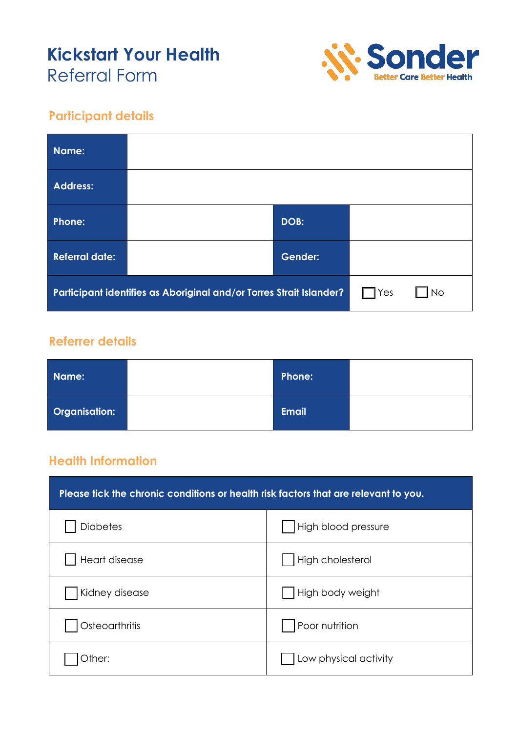# Kickstart Your Health
## Referral Form

Sonder
Better Care Better Health

### Participant details

| Name: | | | |
|---|---|---|---|
| Address: | | | |
| Phone: | | DOB: | |
| Referral date: | | Gender: | |
| Participant identifies as Aboriginal and/or Torres Strait Islander? | | | ☐ Yes ☐ No |

### Referrer details

| Name: | | Phone: | |
|---|---|---|---|
| Organisation: | | Email | |

### Health Information

| Please tick the chronic conditions or health risk factors that are relevant to you. | |
|---|---|
| ☐ Diabetes | ☐ High blood pressure |
| ☐ Heart disease | ☐ High cholesterol |
| ☐ Kidney disease | ☐ High body weight |
| ☐ Osteoarthritis | ☐ Poor nutrition |
| ☐ Other: | ☐ Low physical activity |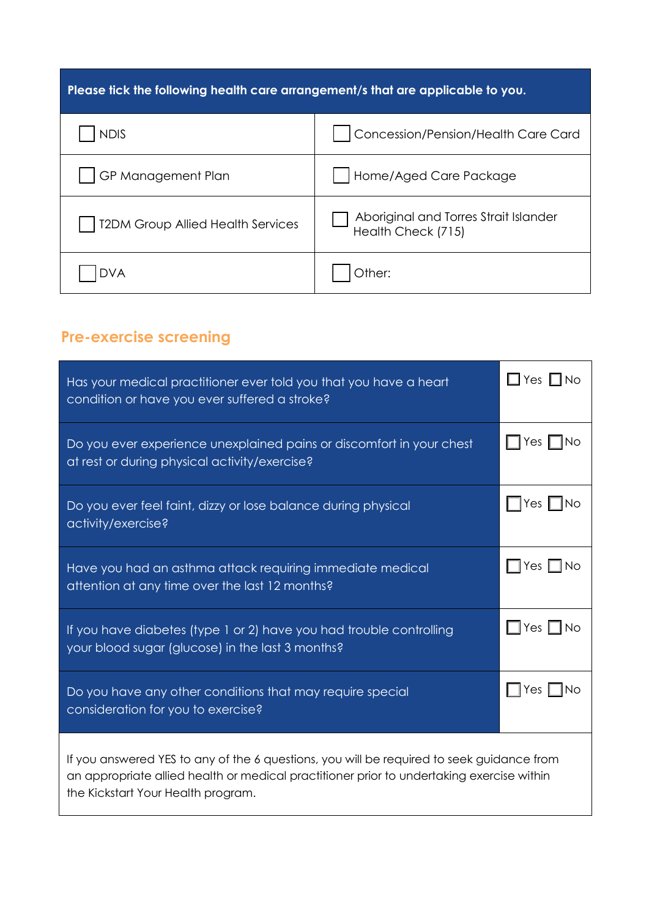| Please tick the following health care arrangement/s that are applicable to you. | |
|---|---|
| ☐ NDIS | ☐ Concession/Pension/Health Care Card |
| ☐ GP Management Plan | ☐ Home/Aged Care Package |
| ☐ T2DM Group Allied Health Services | ☐ Aboriginal and Torres Strait Islander Health Check (715) |
| ☐ DVA | ☐ Other: |

## Pre-exercise screening

| Question | Answer |
|---|---|
| Has your medical practitioner ever told you that you have a heart condition or have you ever suffered a stroke? | ☐ Yes ☐ No |
| Do you ever experience unexplained pains or discomfort in your chest at rest or during physical activity/exercise? | ☐ Yes ☐ No |
| Do you ever feel faint, dizzy or lose balance during physical activity/exercise? | ☐ Yes ☐ No |
| Have you had an asthma attack requiring immediate medical attention at any time over the last 12 months? | ☐ Yes ☐ No |
| If you have diabetes (type 1 or 2) have you had trouble controlling your blood sugar (glucose) in the last 3 months? | ☐ Yes ☐ No |
| Do you have any other conditions that may require special consideration for you to exercise? | ☐ Yes ☐ No |

If you answered YES to any of the 6 questions, you will be required to seek guidance from an appropriate allied health or medical practitioner prior to undertaking exercise within the Kickstart Your Health program.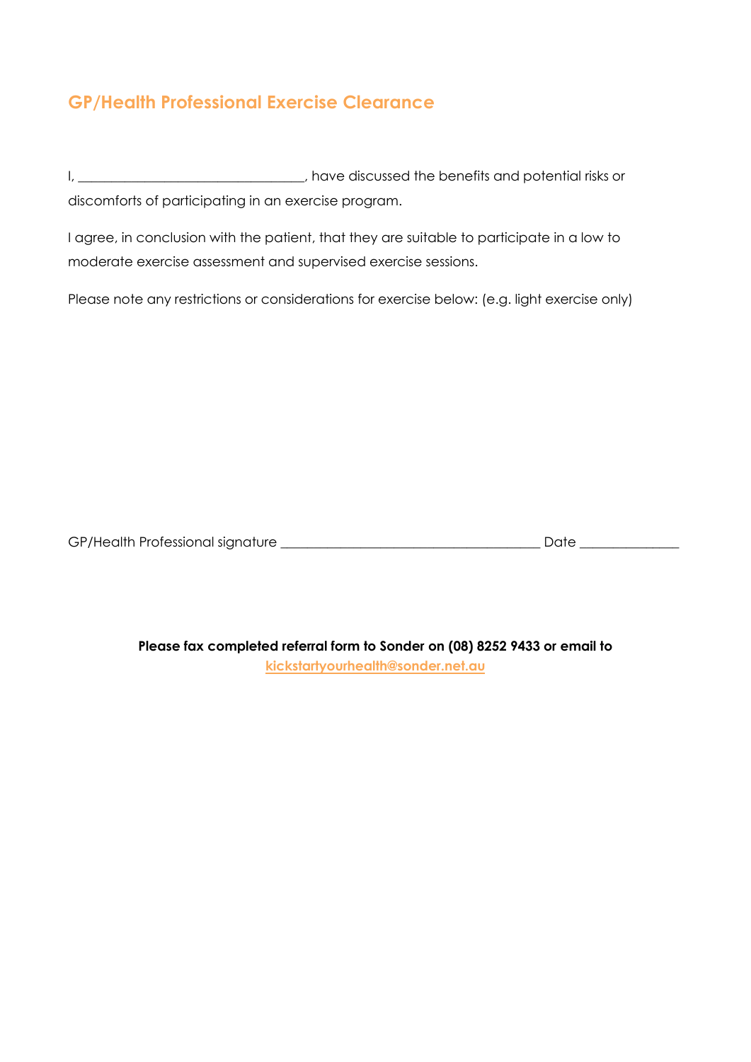## GP/Health Professional Exercise Clearance

I, _________________________________, have discussed the benefits and potential risks or discomforts of participating in an exercise program.

I agree, in conclusion with the patient, that they are suitable to participate in a low to moderate exercise assessment and supervised exercise sessions.

Please note any restrictions or considerations for exercise below: (e.g. light exercise only)

GP/Health Professional signature ______________________________________ Date ______________

**Please fax completed referral form to Sonder on (08) 8252 9433 or email to [kickstartyourhealth@sonder.net.au](mailto:kickstartyourhealth@sonder.net.au)**